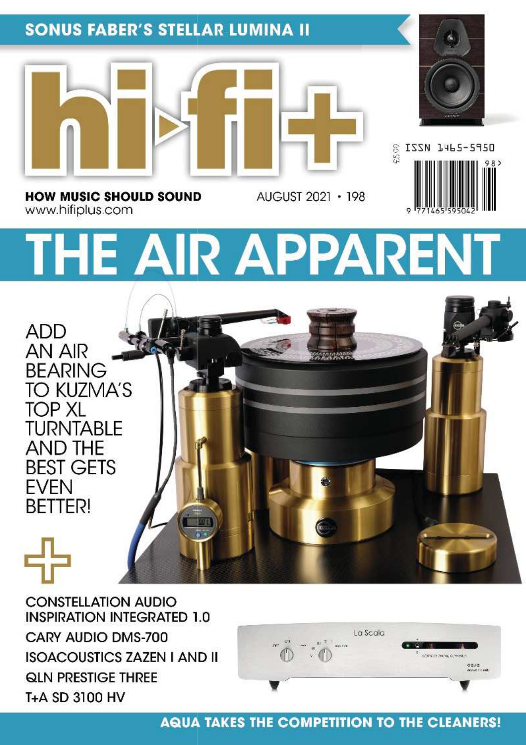**SONUS FABER'S STELLAR LUMINA II**

# hi-fi+

£5.99 ISSN 1465-5950

**HOW MUSIC SHOULD SOUND**
www.hifiplus.com

AUGUST 2021 • 198

# THE AIR APPARENT

ADD AN AIR BEARING TO KUZMA'S TOP XL TURNTABLE AND THE BEST GETS EVEN BETTER!

+

CONSTELLATION AUDIO INSPIRATION INTEGRATED 1.0

CARY AUDIO DMS-700

ISOACOUSTICS ZAZEN I AND II

QLN PRESTIGE THREE

T+A SD 3100 HV

**AQUA TAKES THE COMPETITION TO THE CLEANERS!**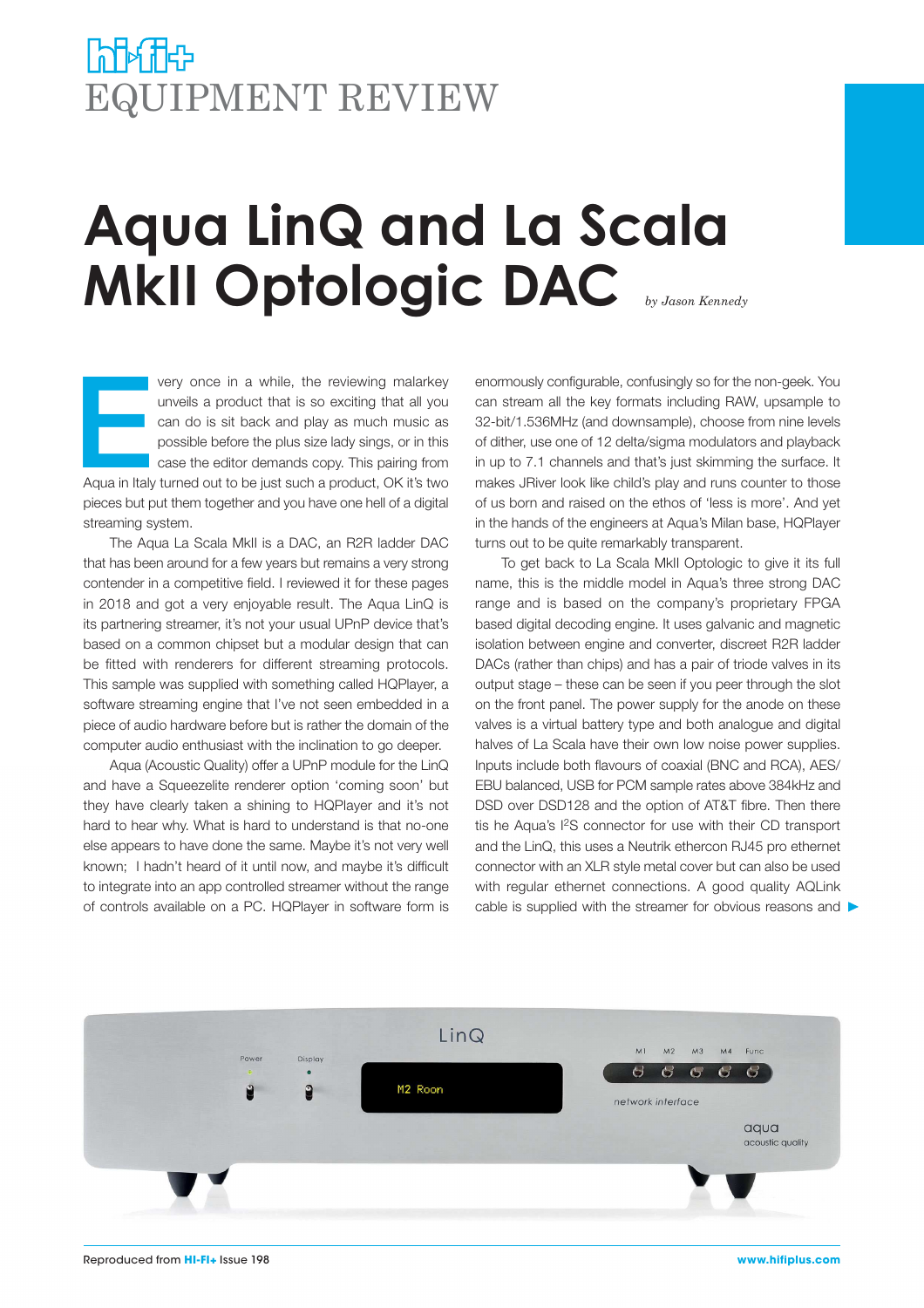# EQUIPMENT REVIEW

# Aqua LinQ and La Scala MkII Optologic DAC

*by Jason Kennedy*

Every once in a while, the reviewing malarkey unveils a product that is so exciting that all you can do is sit back and play as much music as possible before the plus size lady sings, or in this case the editor demands copy. This pairing from Aqua in Italy turned out to be just such a product, OK it's two pieces but put them together and you have one hell of a digital streaming system.

The Aqua La Scala MkII is a DAC, an R2R ladder DAC that has been around for a few years but remains a very strong contender in a competitive field. I reviewed it for these pages in 2018 and got a very enjoyable result. The Aqua LinQ is its partnering streamer, it's not your usual UPnP device that's based on a common chipset but a modular design that can be fitted with renderers for different streaming protocols. This sample was supplied with something called HQPlayer, a software streaming engine that I've not seen embedded in a piece of audio hardware before but is rather the domain of the computer audio enthusiast with the inclination to go deeper.

Aqua (Acoustic Quality) offer a UPnP module for the LinQ and have a Squeezelite renderer option 'coming soon' but they have clearly taken a shining to HQPlayer and it's not hard to hear why. What is hard to understand is that no-one else appears to have done the same. Maybe it's not very well known; I hadn't heard of it until now, and maybe it's difficult to integrate into an app controlled streamer without the range of controls available on a PC. HQPlayer in software form is enormously configurable, confusingly so for the non-geek. You can stream all the key formats including RAW, upsample to 32-bit/1.536MHz (and downsample), choose from nine levels of dither, use one of 12 delta/sigma modulators and playback in up to 7.1 channels and that's just skimming the surface. It makes JRiver look like child's play and runs counter to those of us born and raised on the ethos of 'less is more'. And yet in the hands of the engineers at Aqua's Milan base, HQPlayer turns out to be quite remarkably transparent.

To get back to La Scala MkII Optologic to give it its full name, this is the middle model in Aqua's three strong DAC range and is based on the company's proprietary FPGA based digital decoding engine. It uses galvanic and magnetic isolation between engine and converter, discreet R2R ladder DACs (rather than chips) and has a pair of triode valves in its output stage – these can be seen if you peer through the slot on the front panel. The power supply for the anode on these valves is a virtual battery type and both analogue and digital halves of La Scala have their own low noise power supplies. Inputs include both flavours of coaxial (BNC and RCA), AES/EBU balanced, USB for PCM sample rates above 384kHz and DSD over DSD128 and the option of AT&T fibre. Then there tis he Aqua's I$^2$S connector for use with their CD transport and the LinQ, this uses a Neutrik ethercon RJ45 pro ethernet connector with an XLR style metal cover but can also be used with regular ethernet connections. A good quality AQLink cable is supplied with the streamer for obvious reasons and ▶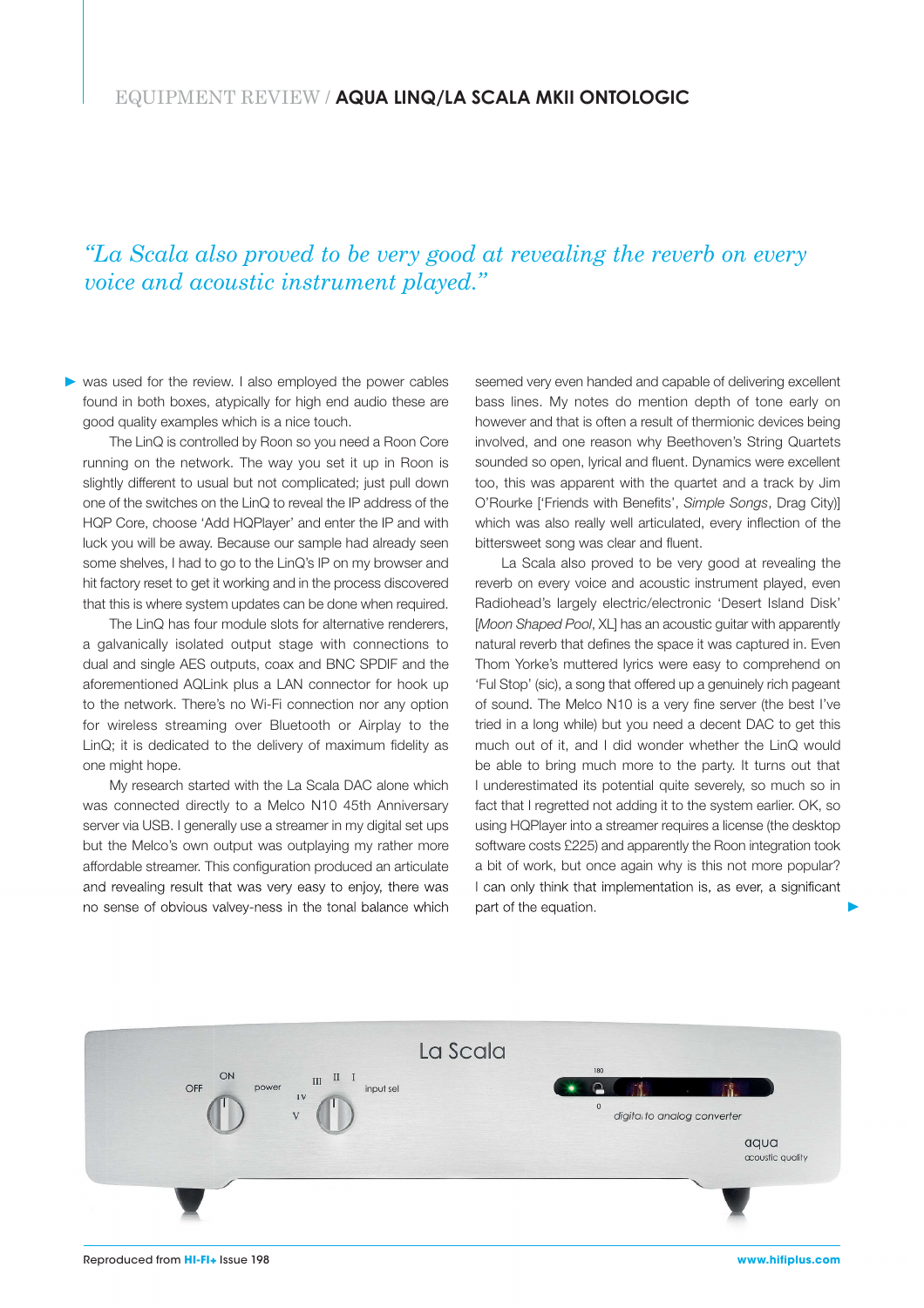*"La Scala also proved to be very good at revealing the reverb on every voice and acoustic instrument played."*

was used for the review. I also employed the power cables found in both boxes, atypically for high end audio these are good quality examples which is a nice touch.

The LinQ is controlled by Roon so you need a Roon Core running on the network. The way you set it up in Roon is slightly different to usual but not complicated; just pull down one of the switches on the LinQ to reveal the IP address of the HQP Core, choose 'Add HQPlayer' and enter the IP and with luck you will be away. Because our sample had already seen some shelves, I had to go to the LinQ's IP on my browser and hit factory reset to get it working and in the process discovered that this is where system updates can be done when required.

The LinQ has four module slots for alternative renderers, a galvanically isolated output stage with connections to dual and single AES outputs, coax and BNC SPDIF and the aforementioned AQLink plus a LAN connector for hook up to the network. There's no Wi-Fi connection nor any option for wireless streaming over Bluetooth or Airplay to the LinQ; it is dedicated to the delivery of maximum fidelity as one might hope.

My research started with the La Scala DAC alone which was connected directly to a Melco N10 45th Anniversary server via USB. I generally use a streamer in my digital set ups but the Melco's own output was outplaying my rather more affordable streamer. This configuration produced an articulate and revealing result that was very easy to enjoy, there was no sense of obvious valvey-ness in the tonal balance which seemed very even handed and capable of delivering excellent bass lines. My notes do mention depth of tone early on however and that is often a result of thermionic devices being involved, and one reason why Beethoven's String Quartets sounded so open, lyrical and fluent. Dynamics were excellent too, this was apparent with the quartet and a track by Jim O'Rourke ['Friends with Benefits', *Simple Songs*, Drag City)] which was also really well articulated, every inflection of the bittersweet song was clear and fluent.

La Scala also proved to be very good at revealing the reverb on every voice and acoustic instrument played, even Radiohead's largely electric/electronic 'Desert Island Disk' [*Moon Shaped Pool*, XL] has an acoustic guitar with apparently natural reverb that defines the space it was captured in. Even Thom Yorke's muttered lyrics were easy to comprehend on 'Ful Stop' (sic), a song that offered up a genuinely rich pageant of sound. The Melco N10 is a very fine server (the best I've tried in a long while) but you need a decent DAC to get this much out of it, and I did wonder whether the LinQ would be able to bring much more to the party. It turns out that I underestimated its potential quite severely, so much so in fact that I regretted not adding it to the system earlier. OK, so using HQPlayer into a streamer requires a license (the desktop software costs £225) and apparently the Roon integration took a bit of work, but once again why is this not more popular? I can only think that implementation is, as ever, a significant part of the equation.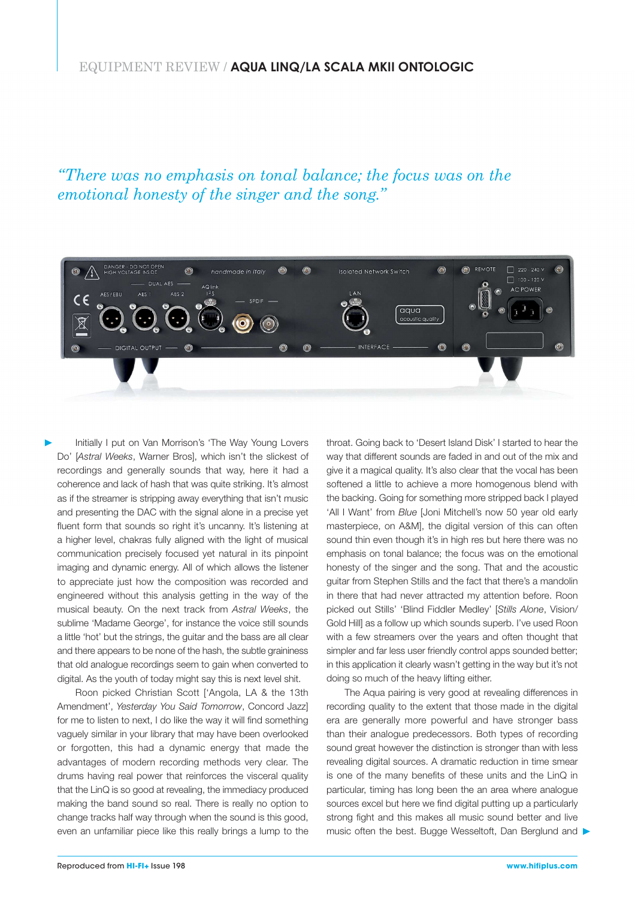*"There was no emphasis on tonal balance; the focus was on the emotional honesty of the singer and the song."*

Initially I put on Van Morrison's 'The Way Young Lovers Do' [*Astral Weeks*, Warner Bros], which isn't the slickest of recordings and generally sounds that way, here it had a coherence and lack of hash that was quite striking. It's almost as if the streamer is stripping away everything that isn't music and presenting the DAC with the signal alone in a precise yet fluent form that sounds so right it's uncanny. It's listening at a higher level, chakras fully aligned with the light of musical communication precisely focused yet natural in its pinpoint imaging and dynamic energy. All of which allows the listener to appreciate just how the composition was recorded and engineered without this analysis getting in the way of the musical beauty. On the next track from *Astral Weeks*, the sublime 'Madame George', for instance the voice still sounds a little 'hot' but the strings, the guitar and the bass are all clear and there appears to be none of the hash, the subtle graininess that old analogue recordings seem to gain when converted to digital. As the youth of today might say this is next level shit.

Roon picked Christian Scott ['Angola, LA & the 13th Amendment', *Yesterday You Said Tomorrow*, Concord Jazz] for me to listen to next, I do like the way it will find something vaguely similar in your library that may have been overlooked or forgotten, this had a dynamic energy that made the advantages of modern recording methods very clear. The drums having real power that reinforces the visceral quality that the LinQ is so good at revealing, the immediacy produced making the band sound so real. There is really no option to change tracks half way through when the sound is this good, even an unfamiliar piece like this really brings a lump to the throat. Going back to 'Desert Island Disk' I started to hear the way that different sounds are faded in and out of the mix and give it a magical quality. It's also clear that the vocal has been softened a little to achieve a more homogenous blend with the backing. Going for something more stripped back I played 'All I Want' from *Blue* [Joni Mitchell's now 50 year old early masterpiece, on A&M], the digital version of this can often sound thin even though it's in high res but here there was no emphasis on tonal balance; the focus was on the emotional honesty of the singer and the song. That and the acoustic guitar from Stephen Stills and the fact that there's a mandolin in there that had never attracted my attention before. Roon picked out Stills' 'Blind Fiddler Medley' [*Stills Alone*, Vision/Gold Hill] as a follow up which sounds superb. I've used Roon with a few streamers over the years and often thought that simpler and far less user friendly control apps sounded better; in this application it clearly wasn't getting in the way but it's not doing so much of the heavy lifting either.

The Aqua pairing is very good at revealing differences in recording quality to the extent that those made in the digital era are generally more powerful and have stronger bass than their analogue predecessors. Both types of recording sound great however the distinction is stronger than with less revealing digital sources. A dramatic reduction in time smear is one of the many benefits of these units and the LinQ in particular, timing has long been the an area where analogue sources excel but here we find digital putting up a particularly strong fight and this makes all music sound better and live music often the best. Bugge Wesseltoft, Dan Berglund and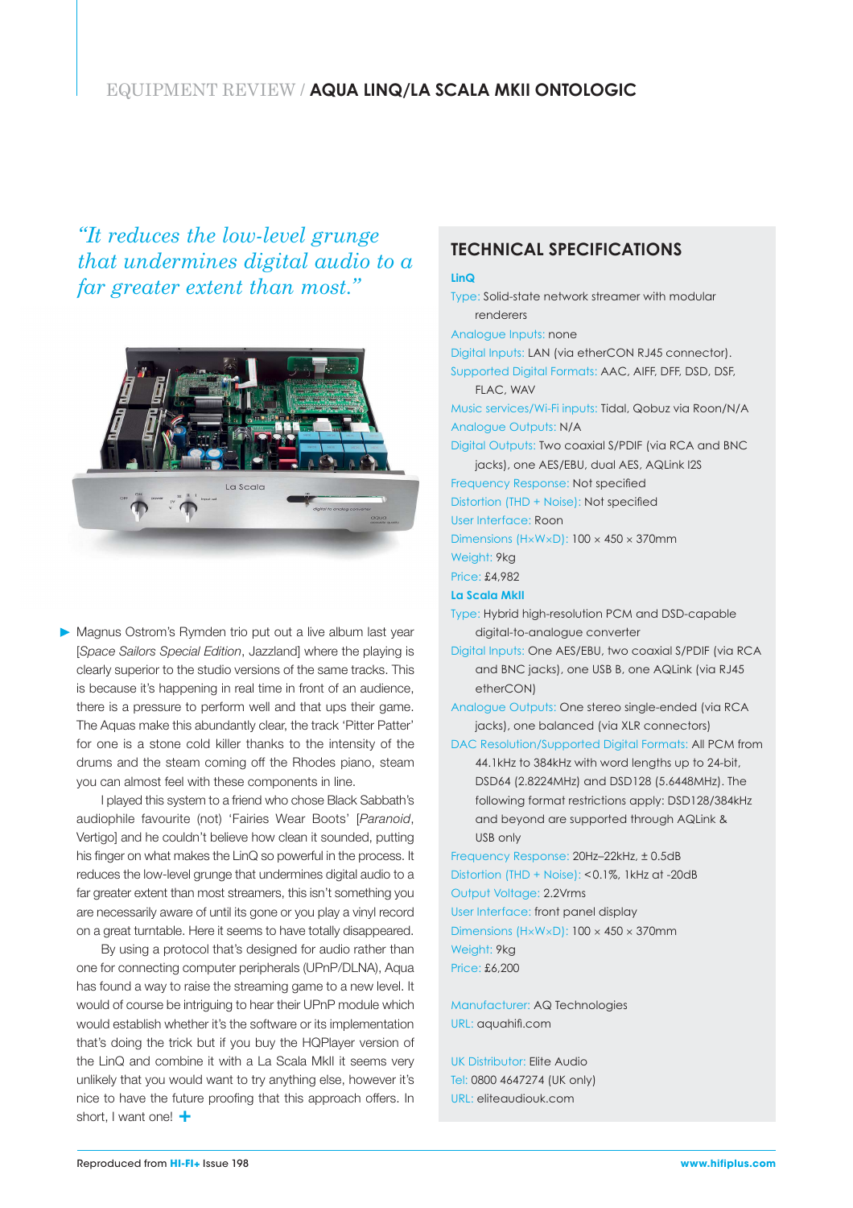> *"It reduces the low-level grunge that undermines digital audio to a far greater extent than most."*

Magnus Ostrom's Rymden trio put out a live album last year [*Space Sailors Special Edition*, Jazzland] where the playing is clearly superior to the studio versions of the same tracks. This is because it's happening in real time in front of an audience, there is a pressure to perform well and that ups their game. The Aquas make this abundantly clear, the track 'Pitter Patter' for one is a stone cold killer thanks to the intensity of the drums and the steam coming off the Rhodes piano, steam you can almost feel with these components in line.

I played this system to a friend who chose Black Sabbath's audiophile favourite (not) 'Fairies Wear Boots' [*Paranoid*, Vertigo] and he couldn't believe how clean it sounded, putting his finger on what makes the LinQ so powerful in the process. It reduces the low-level grunge that undermines digital audio to a far greater extent than most streamers, this isn't something you are necessarily aware of until its gone or you play a vinyl record on a great turntable. Here it seems to have totally disappeared.

By using a protocol that's designed for audio rather than one for connecting computer peripherals (UPnP/DLNA), Aqua has found a way to raise the streaming game to a new level. It would of course be intriguing to hear their UPnP module which would establish whether it's the software or its implementation that's doing the trick but if you buy the HQPlayer version of the LinQ and combine it with a La Scala MkII it seems very unlikely that you would want to try anything else, however it's nice to have the future proofing that this approach offers. In short, I want one! +

## TECHNICAL SPECIFICATIONS

**LinQ**

Type: Solid-state network streamer with modular renderers
Analogue Inputs: none
Digital Inputs: LAN (via etherCON RJ45 connector).
Supported Digital Formats: AAC, AIFF, DFF, DSD, DSF, FLAC, WAV
Music services/Wi-Fi inputs: Tidal, Qobuz via Roon/N/A
Analogue Outputs: N/A
Digital Outputs: Two coaxial S/PDIF (via RCA and BNC jacks), one AES/EBU, dual AES, AQLink I2S
Frequency Response: Not specified
Distortion (THD + Noise): Not specified
User Interface: Roon
Dimensions (H×W×D): 100 × 450 × 370mm
Weight: 9kg
Price: £4,982

**La Scala MkII**

Type: Hybrid high-resolution PCM and DSD-capable digital-to-analogue converter
Digital Inputs: One AES/EBU, two coaxial S/PDIF (via RCA and BNC jacks), one USB B, one AQLink (via RJ45 etherCON)
Analogue Outputs: One stereo single-ended (via RCA jacks), one balanced (via XLR connectors)
DAC Resolution/Supported Digital Formats: All PCM from 44.1kHz to 384kHz with word lengths up to 24-bit, DSD64 (2.8224MHz) and DSD128 (5.6448MHz). The following format restrictions apply: DSD128/384kHz and beyond are supported through AQLink & USB only
Frequency Response: 20Hz–22kHz, ± 0.5dB
Distortion (THD + Noise): <0.1%, 1kHz at -20dB
Output Voltage: 2.2Vrms
User Interface: front panel display
Dimensions (H×W×D): 100 × 450 × 370mm
Weight: 9kg
Price: £6,200

Manufacturer: AQ Technologies
URL: aquahifi.com

UK Distributor: Elite Audio
Tel: 0800 4647274 (UK only)
URL: eliteaudiouk.com